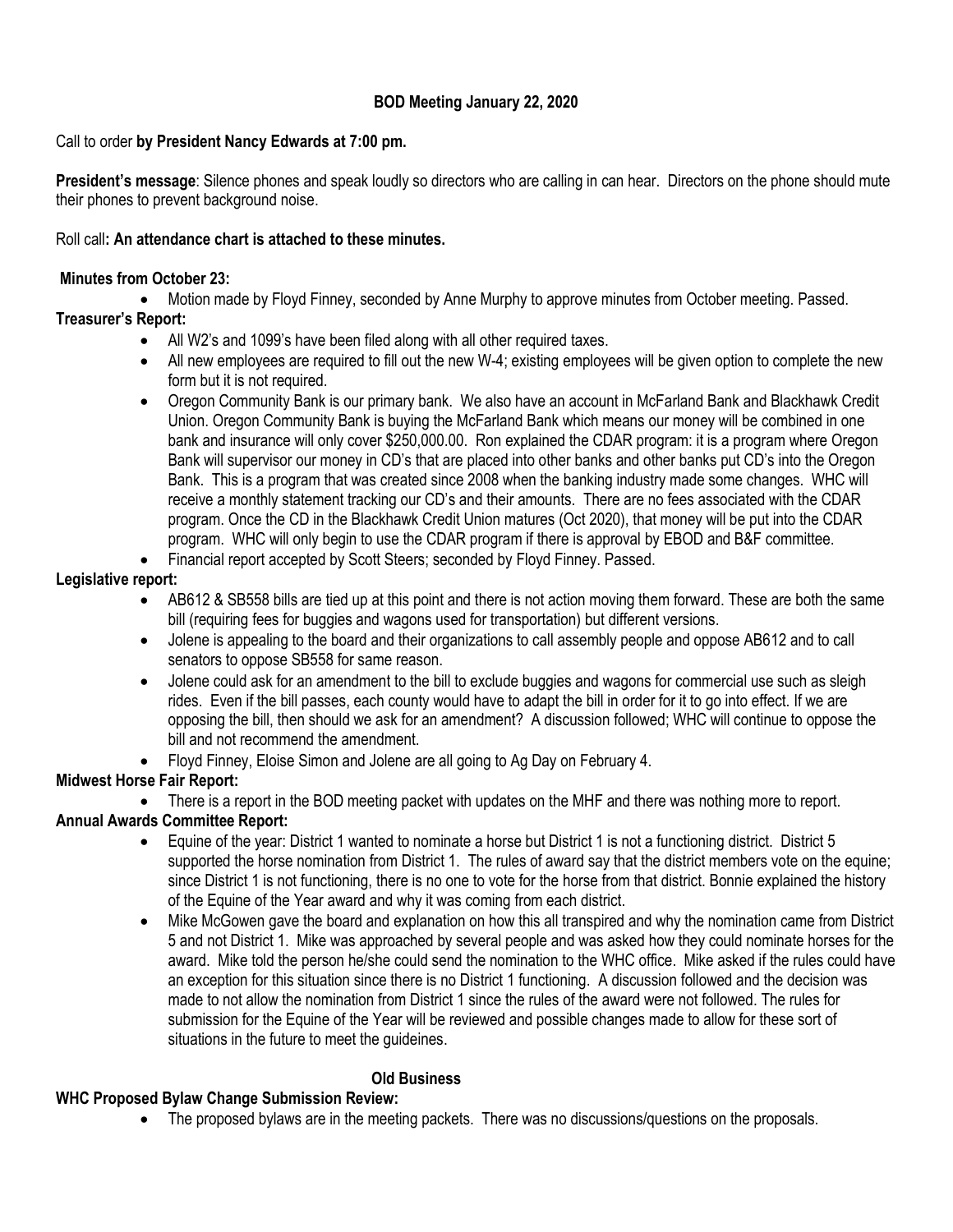# BOD Meeting January 22, 2020

Call to order **by President Nancy Edwards at 7:00 pm.**

**President's message**: Silence phones and speak loudly so directors who are calling in can hear. Directors on the phone should mute their phones to prevent background noise.

Roll call**: An attendance chart is attached to these minutes.**

**Minutes from October 23:**

- Motion made by Floyd Finney, seconded by Anne Murphy to approve minutes from October meeting. Passed.

**Treasurer's Report:**

- All W2's and 1099's have been filed along with all other required taxes.
- All new employees are required to fill out the new W-4; existing employees will be given option to complete the new form but it is not required.
- Oregon Community Bank is our primary bank. We also have an account in McFarland Bank and Blackhawk Credit Union. Oregon Community Bank is buying the McFarland Bank which means our money will be combined in one bank and insurance will only cover $250,000.00. Ron explained the CDAR program: it is a program where Oregon Bank will supervisor our money in CD's that are placed into other banks and other banks put CD's into the Oregon Bank. This is a program that was created since 2008 when the banking industry made some changes. WHC will receive a monthly statement tracking our CD's and their amounts. There are no fees associated with the CDAR program. Once the CD in the Blackhawk Credit Union matures (Oct 2020), that money will be put into the CDAR program. WHC will only begin to use the CDAR program if there is approval by EBOD and B&F committee.
- Financial report accepted by Scott Steers; seconded by Floyd Finney. Passed.

**Legislative report:**

- AB612 & SB558 bills are tied up at this point and there is not action moving them forward. These are both the same bill (requiring fees for buggies and wagons used for transportation) but different versions.
- Jolene is appealing to the board and their organizations to call assembly people and oppose AB612 and to call senators to oppose SB558 for same reason.
- Jolene could ask for an amendment to the bill to exclude buggies and wagons for commercial use such as sleigh rides. Even if the bill passes, each county would have to adapt the bill in order for it to go into effect. If we are opposing the bill, then should we ask for an amendment? A discussion followed; WHC will continue to oppose the bill and not recommend the amendment.
- Floyd Finney, Eloise Simon and Jolene are all going to Ag Day on February 4.

**Midwest Horse Fair Report:**

- There is a report in the BOD meeting packet with updates on the MHF and there was nothing more to report.

**Annual Awards Committee Report:**

- Equine of the year: District 1 wanted to nominate a horse but District 1 is not a functioning district. District 5 supported the horse nomination from District 1. The rules of award say that the district members vote on the equine; since District 1 is not functioning, there is no one to vote for the horse from that district. Bonnie explained the history of the Equine of the Year award and why it was coming from each district.
- Mike McGowen gave the board and explanation on how this all transpired and why the nomination came from District 5 and not District 1. Mike was approached by several people and was asked how they could nominate horses for the award. Mike told the person he/she could send the nomination to the WHC office. Mike asked if the rules could have an exception for this situation since there is no District 1 functioning. A discussion followed and the decision was made to not allow the nomination from District 1 since the rules of the award were not followed. The rules for submission for the Equine of the Year will be reviewed and possible changes made to allow for these sort of situations in the future to meet the guideines.

## Old Business

**WHC Proposed Bylaw Change Submission Review:**

- The proposed bylaws are in the meeting packets. There was no discussions/questions on the proposals.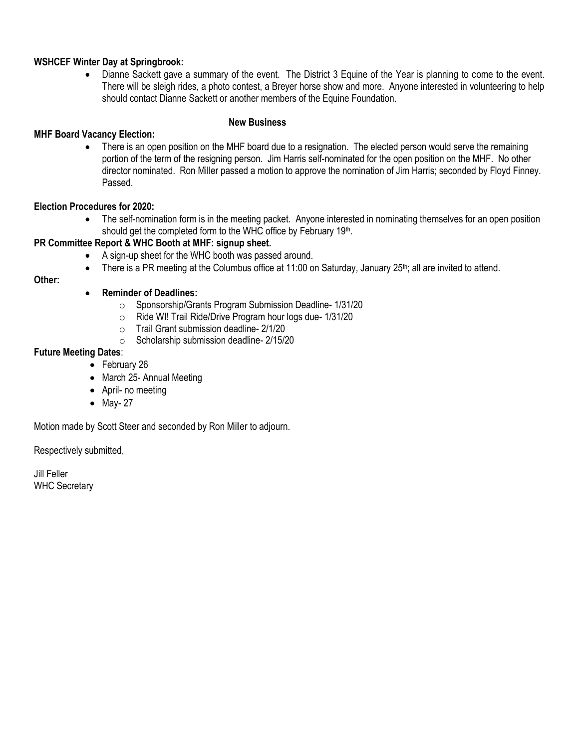**WSHCEF Winter Day at Springbrook:**

- Dianne Sackett gave a summary of the event. The District 3 Equine of the Year is planning to come to the event. There will be sleigh rides, a photo contest, a Breyer horse show and more. Anyone interested in volunteering to help should contact Dianne Sackett or another members of the Equine Foundation.

**New Business**

**MHF Board Vacancy Election:**

- There is an open position on the MHF board due to a resignation. The elected person would serve the remaining portion of the term of the resigning person. Jim Harris self-nominated for the open position on the MHF. No other director nominated. Ron Miller passed a motion to approve the nomination of Jim Harris; seconded by Floyd Finney. Passed.

**Election Procedures for 2020:**

- The self-nomination form is in the meeting packet. Anyone interested in nominating themselves for an open position should get the completed form to the WHC office by February 19th.

**PR Committee Report & WHC Booth at MHF: signup sheet.**

- A sign-up sheet for the WHC booth was passed around.
- There is a PR meeting at the Columbus office at 11:00 on Saturday, January 25th; all are invited to attend.

**Other:**

- **Reminder of Deadlines:**
  - Sponsorship/Grants Program Submission Deadline- 1/31/20
  - Ride WI! Trail Ride/Drive Program hour logs due- 1/31/20
  - Trail Grant submission deadline- 2/1/20
  - Scholarship submission deadline- 2/15/20

**Future Meeting Dates**:

- February 26
- March 25- Annual Meeting
- April- no meeting
- May- 27

Motion made by Scott Steer and seconded by Ron Miller to adjourn.

Respectively submitted,

Jill Feller
WHC Secretary